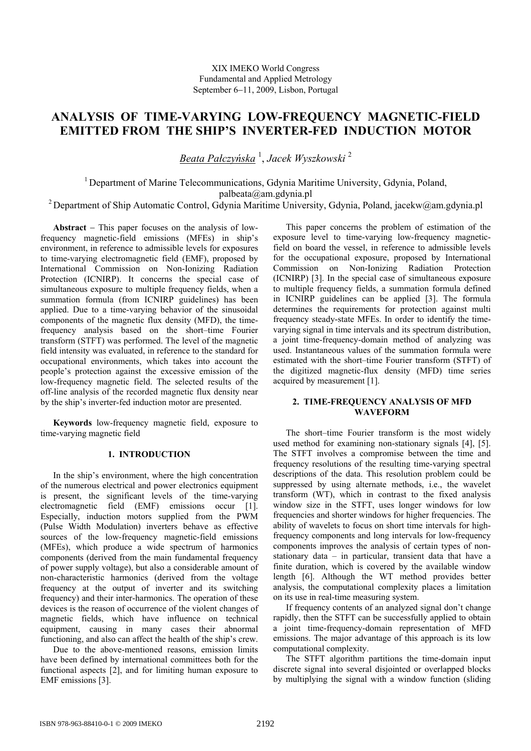XIX IMEKO World Congress
Fundamental and Applied Metrology
September 6–11, 2009, Lisbon, Portugal

# ANALYSIS OF TIME-VARYING LOW-FREQUENCY MAGNETIC-FIELD EMITTED FROM THE SHIP'S INVERTER-FED INDUCTION MOTOR

*Beata Pałczyńska* [1], *Jacek Wyszkowski* [2]

[1] Department of Marine Telecommunications, Gdynia Maritime University, Gdynia, Poland, palbeata@am.gdynia.pl

[2] Department of Ship Automatic Control, Gdynia Maritime University, Gdynia, Poland, jacekw@am.gdynia.pl

**Abstract** – This paper focuses on the analysis of low-frequency magnetic-field emissions (MFEs) in ship's environment, in reference to admissible levels for exposures to time-varying electromagnetic field (EMF), proposed by International Commission on Non-Ionizing Radiation Protection (ICNIRP). It concerns the special case of simultaneous exposure to multiple frequency fields, when a summation formula (from ICNIRP guidelines) has been applied. Due to a time-varying behavior of the sinusoidal components of the magnetic flux density (MFD), the time-frequency analysis based on the short–time Fourier transform (STFT) was performed. The level of the magnetic field intensity was evaluated, in reference to the standard for occupational environments, which takes into account the people's protection against the excessive emission of the low-frequency magnetic field. The selected results of the off-line analysis of the recorded magnetic flux density near by the ship's inverter-fed induction motor are presented.

**Keywords** low-frequency magnetic field, exposure to time-varying magnetic field

## 1. INTRODUCTION

In the ship's environment, where the high concentration of the numerous electrical and power electronics equipment is present, the significant levels of the time-varying electromagnetic field (EMF) emissions occur [1]. Especially, induction motors supplied from the PWM (Pulse Width Modulation) inverters behave as effective sources of the low-frequency magnetic-field emissions (MFEs), which produce a wide spectrum of harmonics components (derived from the main fundamental frequency of power supply voltage), but also a considerable amount of non-characteristic harmonics (derived from the voltage frequency at the output of inverter and its switching frequency) and their inter-harmonics. The operation of these devices is the reason of occurrence of the violent changes of magnetic fields, which have influence on technical equipment, causing in many cases their abnormal functioning, and also can affect the health of the ship's crew.

Due to the above-mentioned reasons, emission limits have been defined by international committees both for the functional aspects [2], and for limiting human exposure to EMF emissions [3].

This paper concerns the problem of estimation of the exposure level to time-varying low-frequency magnetic-field on board the vessel, in reference to admissible levels for the occupational exposure, proposed by International Commission on Non-Ionizing Radiation Protection (ICNIRP) [3]. In the special case of simultaneous exposure to multiple frequency fields, a summation formula defined in ICNIRP guidelines can be applied [3]. The formula determines the requirements for protection against multi frequency steady-state MFEs. In order to identify the time-varying signal in time intervals and its spectrum distribution, a joint time-frequency-domain method of analyzing was used. Instantaneous values of the summation formula were estimated with the short–time Fourier transform (STFT) of the digitized magnetic-flux density (MFD) time series acquired by measurement [1].

## 2. TIME-FREQUENCY ANALYSIS OF MFD WAVEFORM

The short–time Fourier transform is the most widely used method for examining non-stationary signals [4], [5]. The STFT involves a compromise between the time and frequency resolutions of the resulting time-varying spectral descriptions of the data. This resolution problem could be suppressed by using alternate methods, i.e., the wavelet transform (WT), which in contrast to the fixed analysis window size in the STFT, uses longer windows for low frequencies and shorter windows for higher frequencies. The ability of wavelets to focus on short time intervals for high-frequency components and long intervals for low-frequency components improves the analysis of certain types of non-stationary data – in particular, transient data that have a finite duration, which is covered by the available window length [6]. Although the WT method provides better analysis, the computational complexity places a limitation on its use in real-time measuring system.

If frequency contents of an analyzed signal don't change rapidly, then the STFT can be successfully applied to obtain a joint time-frequency-domain representation of MFD emissions. The major advantage of this approach is its low computational complexity.

The STFT algorithm partitions the time-domain input discrete signal into several disjointed or overlapped blocks by multiplying the signal with a window function (sliding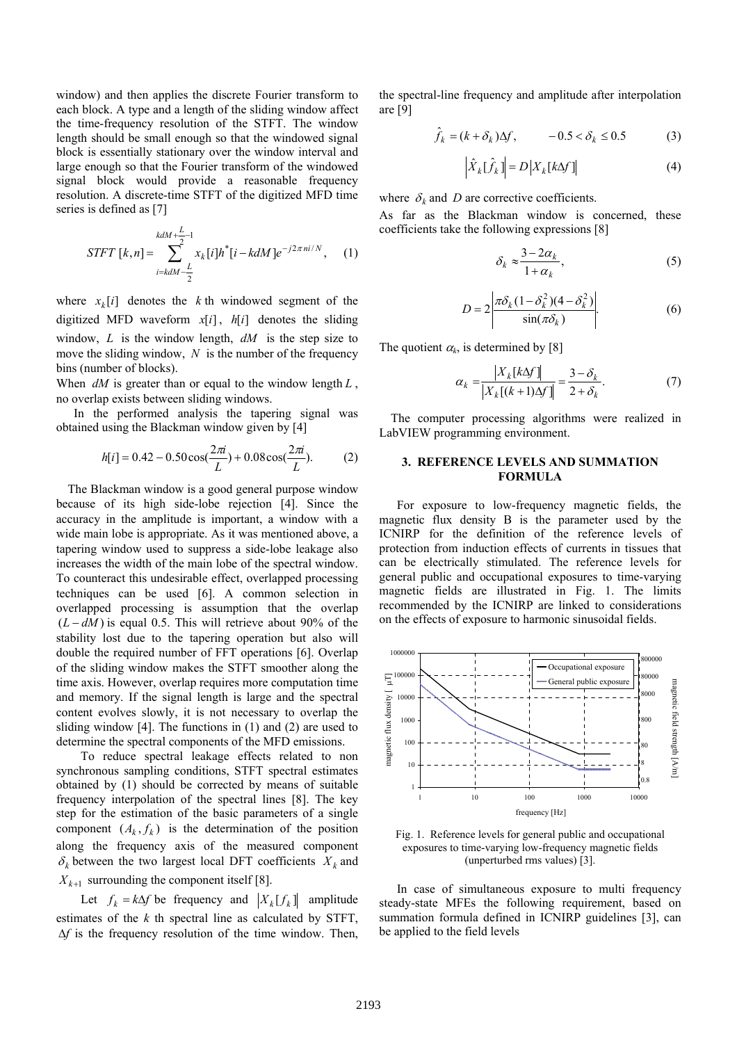window) and then applies the discrete Fourier transform to each block. A type and a length of the sliding window affect the time-frequency resolution of the STFT. The window length should be small enough so that the windowed signal block is essentially stationary over the window interval and large enough so that the Fourier transform of the windowed signal block would provide a reasonable frequency resolution. A discrete-time STFT of the digitized MFD time series is defined as [7]

$$STFT\,[k,n] = \sum_{i=kdM-\frac{L}{2}}^{kdM+\frac{L}{2}-1} x_k[i]h^*[i-kdM]e^{-j2\pi ni/N}, \quad (1)$$

where $x_k[i]$ denotes the $k$ th windowed segment of the digitized MFD waveform $x[i]$, $h[i]$ denotes the sliding window, $L$ is the window length, $dM$ is the step size to move the sliding window, $N$ is the number of the frequency bins (number of blocks).

When $dM$ is greater than or equal to the window length $L$, no overlap exists between sliding windows.

In the performed analysis the tapering signal was obtained using the Blackman window given by [4]

$$h[i] = 0.42 - 0.50\cos(\frac{2\pi i}{L}) + 0.08\cos(\frac{2\pi i}{L}). \quad (2)$$

The Blackman window is a good general purpose window because of its high side-lobe rejection [4]. Since the accuracy in the amplitude is important, a window with a wide main lobe is appropriate. As it was mentioned above, a tapering window used to suppress a side-lobe leakage also increases the width of the main lobe of the spectral window. To counteract this undesirable effect, overlapped processing techniques can be used [6]. A common selection in overlapped processing is assumption that the overlap $(L-dM)$ is equal 0.5. This will retrieve about 90% of the stability lost due to the tapering operation but also will double the required number of FFT operations [6]. Overlap of the sliding window makes the STFT smoother along the time axis. However, overlap requires more computation time and memory. If the signal length is large and the spectral content evolves slowly, it is not necessary to overlap the sliding window [4]. The functions in (1) and (2) are used to determine the spectral components of the MFD emissions.

To reduce spectral leakage effects related to non synchronous sampling conditions, STFT spectral estimates obtained by (1) should be corrected by means of suitable frequency interpolation of the spectral lines [8]. The key step for the estimation of the basic parameters of a single component $(A_k, f_k)$ is the determination of the position along the frequency axis of the measured component $\delta_k$ between the two largest local DFT coefficients $X_k$ and $X_{k+1}$ surrounding the component itself [8].

Let $f_k = k\Delta f$ be frequency and $|X_k[f_k]|$ amplitude estimates of the $k$ th spectral line as calculated by STFT, $\Delta f$ is the frequency resolution of the time window. Then, the spectral-line frequency and amplitude after interpolation are [9]

$$\hat{f}_k = (k+\delta_k)\Delta f, \qquad -0.5 < \delta_k \le 0.5 \quad (3)$$

$$\left|\hat{X}_k[\hat{f}_k]\right| = D\left|X_k[k\Delta f]\right| \quad (4)$$

where $\delta_k$ and $D$ are corrective coefficients.

As far as the Blackman window is concerned, these coefficients take the following expressions [8]

$$\delta_k \approx \frac{3-2\alpha_k}{1+\alpha_k}, \quad (5)$$

$$D = 2\left|\frac{\pi\delta_k(1-\delta_k^2)(4-\delta_k^2)}{\sin(\pi\delta_k)}\right|. \quad (6)$$

The quotient $\alpha_k$, is determined by [8]

$$\alpha_k = \frac{\left|X_k[k\Delta f]\right|}{\left|X_k[(k+1)\Delta f]\right|} = \frac{3-\delta_k}{2+\delta_k}. \quad (7)$$

The computer processing algorithms were realized in LabVIEW programming environment.

## 3. REFERENCE LEVELS AND SUMMATION FORMULA

For exposure to low-frequency magnetic fields, the magnetic flux density B is the parameter used by the ICNIRP for the definition of the reference levels of protection from induction effects of currents in tissues that can be electrically stimulated. The reference levels for general public and occupational exposures to time-varying magnetic fields are illustrated in Fig. 1. The limits recommended by the ICNIRP are linked to considerations on the effects of exposure to harmonic sinusoidal fields.

Fig. 1. Reference levels for general public and occupational exposures to time-varying low-frequency magnetic fields (unperturbed rms values) [3].

In case of simultaneous exposure to multi frequency steady-state MFEs the following requirement, based on summation formula defined in ICNIRP guidelines [3], can be applied to the field levels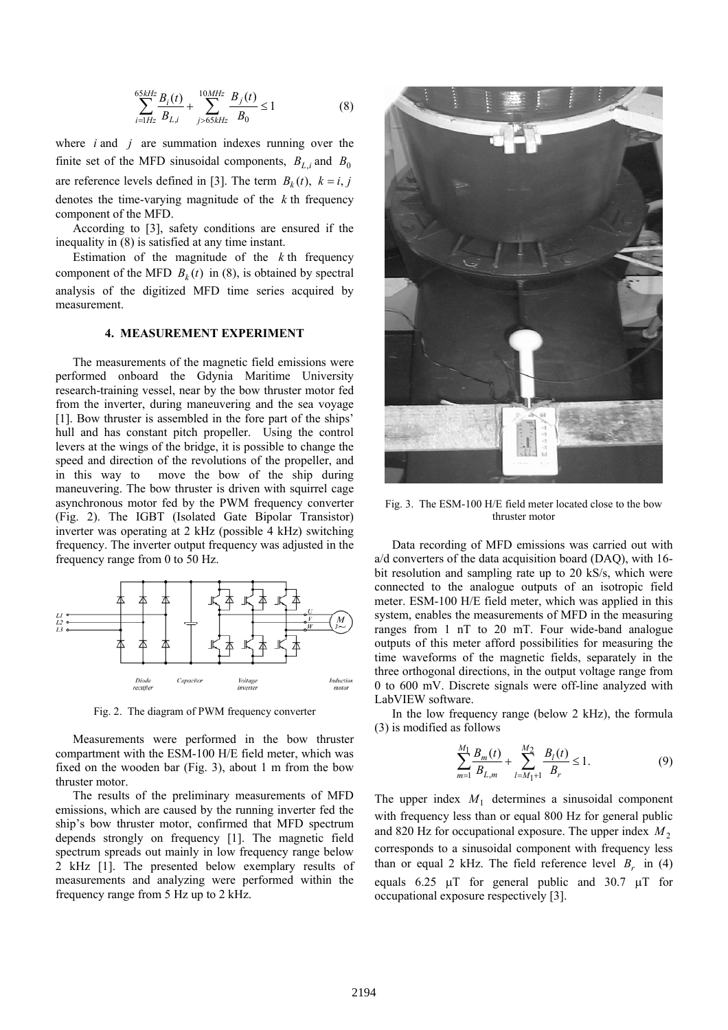$$\sum_{i=1Hz}^{65kHz} \frac{B_i(t)}{B_{L,i}} + \sum_{j>65kHz}^{10MHz} \frac{B_j(t)}{B_0} \leq 1 \tag{8}$$

where $i$ and $j$ are summation indexes running over the finite set of the MFD sinusoidal components, $B_{L,i}$ and $B_0$ are reference levels defined in [3]. The term $B_k(t),\ k = i, j$ denotes the time-varying magnitude of the $k$ th frequency component of the MFD.

According to [3], safety conditions are ensured if the inequality in (8) is satisfied at any time instant.

Estimation of the magnitude of the $k$ th frequency component of the MFD $B_k(t)$ in (8), is obtained by spectral analysis of the digitized MFD time series acquired by measurement.

## 4. MEASUREMENT EXPERIMENT

The measurements of the magnetic field emissions were performed onboard the Gdynia Maritime University research-training vessel, near by the bow thruster motor fed from the inverter, during maneuvering and the sea voyage [1]. Bow thruster is assembled in the fore part of the ships' hull and has constant pitch propeller. Using the control levers at the wings of the bridge, it is possible to change the speed and direction of the revolutions of the propeller, and in this way to move the bow of the ship during maneuvering. The bow thruster is driven with squirrel cage asynchronous motor fed by the PWM frequency converter (Fig. 2). The IGBT (Isolated Gate Bipolar Transistor) inverter was operating at 2 kHz (possible 4 kHz) switching frequency. The inverter output frequency was adjusted in the frequency range from 0 to 50 Hz.

Fig. 2. The diagram of PWM frequency converter

Measurements were performed in the bow thruster compartment with the ESM-100 H/E field meter, which was fixed on the wooden bar (Fig. 3), about 1 m from the bow thruster motor.

The results of the preliminary measurements of MFD emissions, which are caused by the running inverter fed the ship's bow thruster motor, confirmed that MFD spectrum depends strongly on frequency [1]. The magnetic field spectrum spreads out mainly in low frequency range below 2 kHz [1]. The presented below exemplary results of measurements and analyzing were performed within the frequency range from 5 Hz up to 2 kHz.

Fig. 3. The ESM-100 H/E field meter located close to the bow thruster motor

Data recording of MFD emissions was carried out with a/d converters of the data acquisition board (DAQ), with 16-bit resolution and sampling rate up to 20 kS/s, which were connected to the analogue outputs of an isotropic field meter. ESM-100 H/E field meter, which was applied in this system, enables the measurements of MFD in the measuring ranges from 1 nT to 20 mT. Four wide-band analogue outputs of this meter afford possibilities for measuring the time waveforms of the magnetic fields, separately in the three orthogonal directions, in the output voltage range from 0 to 600 mV. Discrete signals were off-line analyzed with LabVIEW software.

In the low frequency range (below 2 kHz), the formula (3) is modified as follows

$$\sum_{m=1}^{M_1} \frac{B_m(t)}{B_{L,m}} + \sum_{l=M_1+1}^{M_2} \frac{B_l(t)}{B_r} \leq 1. \tag{9}$$

The upper index $M_1$ determines a sinusoidal component with frequency less than or equal 800 Hz for general public and 820 Hz for occupational exposure. The upper index $M_2$ corresponds to a sinusoidal component with frequency less than or equal 2 kHz. The field reference level $B_r$ in (4) equals 6.25 μT for general public and 30.7 μT for occupational exposure respectively [3].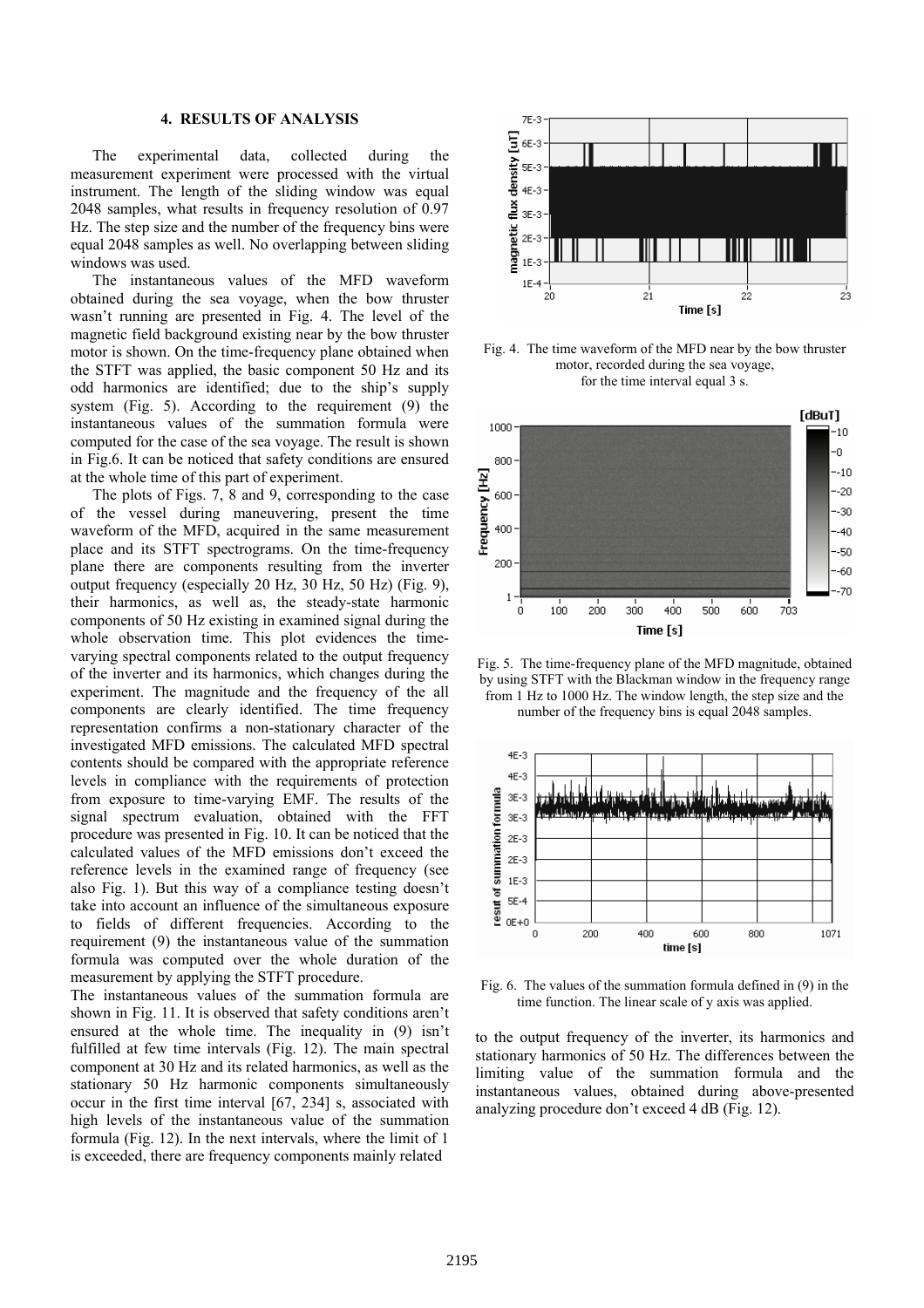## 4. RESULTS OF ANALYSIS

The experimental data, collected during the measurement experiment were processed with the virtual instrument. The length of the sliding window was equal 2048 samples, what results in frequency resolution of 0.97 Hz. The step size and the number of the frequency bins were equal 2048 samples as well. No overlapping between sliding windows was used.

The instantaneous values of the MFD waveform obtained during the sea voyage, when the bow thruster wasn't running are presented in Fig. 4. The level of the magnetic field background existing near by the bow thruster motor is shown. On the time-frequency plane obtained when the STFT was applied, the basic component 50 Hz and its odd harmonics are identified; due to the ship's supply system (Fig. 5). According to the requirement (9) the instantaneous values of the summation formula were computed for the case of the sea voyage. The result is shown in Fig.6. It can be noticed that safety conditions are ensured at the whole time of this part of experiment.

The plots of Figs. 7, 8 and 9, corresponding to the case of the vessel during maneuvering, present the time waveform of the MFD, acquired in the same measurement place and its STFT spectrograms. On the time-frequency plane there are components resulting from the inverter output frequency (especially 20 Hz, 30 Hz, 50 Hz) (Fig. 9), their harmonics, as well as, the steady-state harmonic components of 50 Hz existing in examined signal during the whole observation time. This plot evidences the time-varying spectral components related to the output frequency of the inverter and its harmonics, which changes during the experiment. The magnitude and the frequency of the all components are clearly identified. The time frequency representation confirms a non-stationary character of the investigated MFD emissions. The calculated MFD spectral contents should be compared with the appropriate reference levels in compliance with the requirements of protection from exposure to time-varying EMF. The results of the signal spectrum evaluation, obtained with the FFT procedure was presented in Fig. 10. It can be noticed that the calculated values of the MFD emissions don't exceed the reference levels in the examined range of frequency (see also Fig. 1). But this way of a compliance testing doesn't take into account an influence of the simultaneous exposure to fields of different frequencies. According to the requirement (9) the instantaneous value of the summation formula was computed over the whole duration of the measurement by applying the STFT procedure.

The instantaneous values of the summation formula are shown in Fig. 11. It is observed that safety conditions aren't ensured at the whole time. The inequality in (9) isn't fulfilled at few time intervals (Fig. 12). The main spectral component at 30 Hz and its related harmonics, as well as the stationary 50 Hz harmonic components simultaneously occur in the first time interval [67, 234] s, associated with high levels of the instantaneous value of the summation formula (Fig. 12). In the next intervals, where the limit of 1 is exceeded, there are frequency components mainly related to the output frequency of the inverter, its harmonics and stationary harmonics of 50 Hz. The differences between the limiting value of the summation formula and the instantaneous values, obtained during above-presented analyzing procedure don't exceed 4 dB (Fig. 12).

Fig. 4. The time waveform of the MFD near by the bow thruster motor, recorded during the sea voyage, for the time interval equal 3 s.

Fig. 5. The time-frequency plane of the MFD magnitude, obtained by using STFT with the Blackman window in the frequency range from 1 Hz to 1000 Hz. The window length, the step size and the number of the frequency bins is equal 2048 samples.

Fig. 6. The values of the summation formula defined in (9) in the time function. The linear scale of y axis was applied.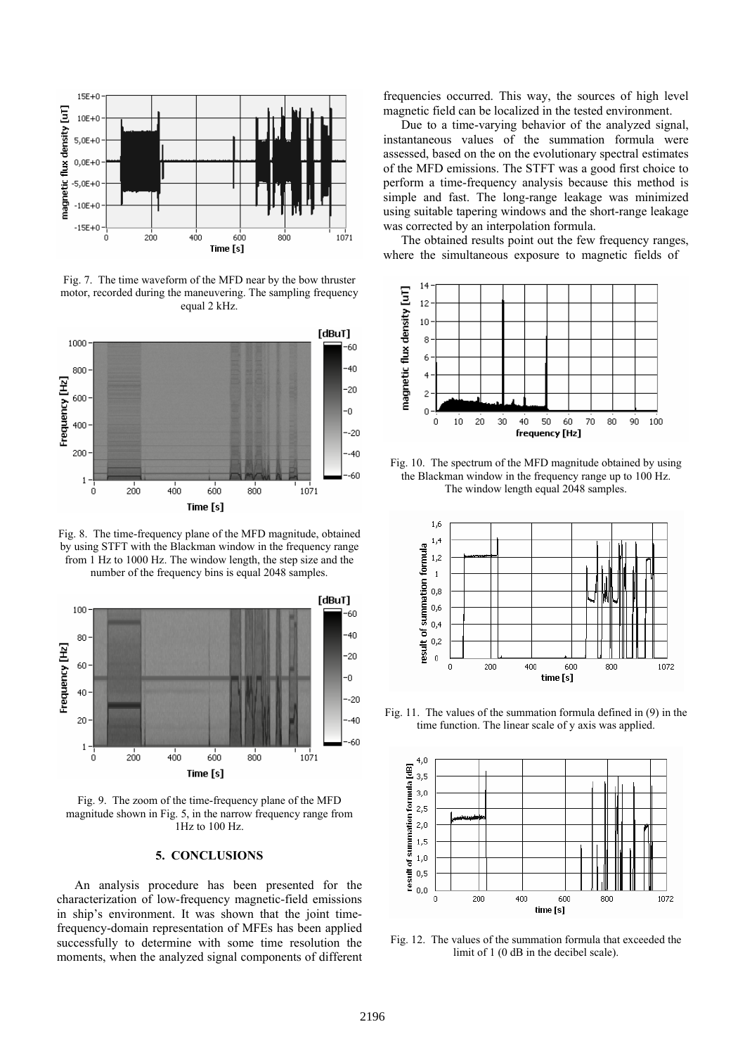Fig. 7. The time waveform of the MFD near by the bow thruster motor, recorded during the maneuvering. The sampling frequency equal 2 kHz.

Fig. 8. The time-frequency plane of the MFD magnitude, obtained by using STFT with the Blackman window in the frequency range from 1 Hz to 1000 Hz. The window length, the step size and the number of the frequency bins is equal 2048 samples.

Fig. 9. The zoom of the time-frequency plane of the MFD magnitude shown in Fig. 5, in the narrow frequency range from 1Hz to 100 Hz.

## 5. CONCLUSIONS

An analysis procedure has been presented for the characterization of low-frequency magnetic-field emissions in ship's environment. It was shown that the joint time-frequency-domain representation of MFEs has been applied successfully to determine with some time resolution the moments, when the analyzed signal components of different frequencies occurred. This way, the sources of high level magnetic field can be localized in the tested environment.

Due to a time-varying behavior of the analyzed signal, instantaneous values of the summation formula were assessed, based on the on the evolutionary spectral estimates of the MFD emissions. The STFT was a good first choice to perform a time-frequency analysis because this method is simple and fast. The long-range leakage was minimized using suitable tapering windows and the short-range leakage was corrected by an interpolation formula.

The obtained results point out the few frequency ranges, where the simultaneous exposure to magnetic fields of

Fig. 10. The spectrum of the MFD magnitude obtained by using the Blackman window in the frequency range up to 100 Hz. The window length equal 2048 samples.

Fig. 11. The values of the summation formula defined in (9) in the time function. The linear scale of y axis was applied.

Fig. 12. The values of the summation formula that exceeded the limit of 1 (0 dB in the decibel scale).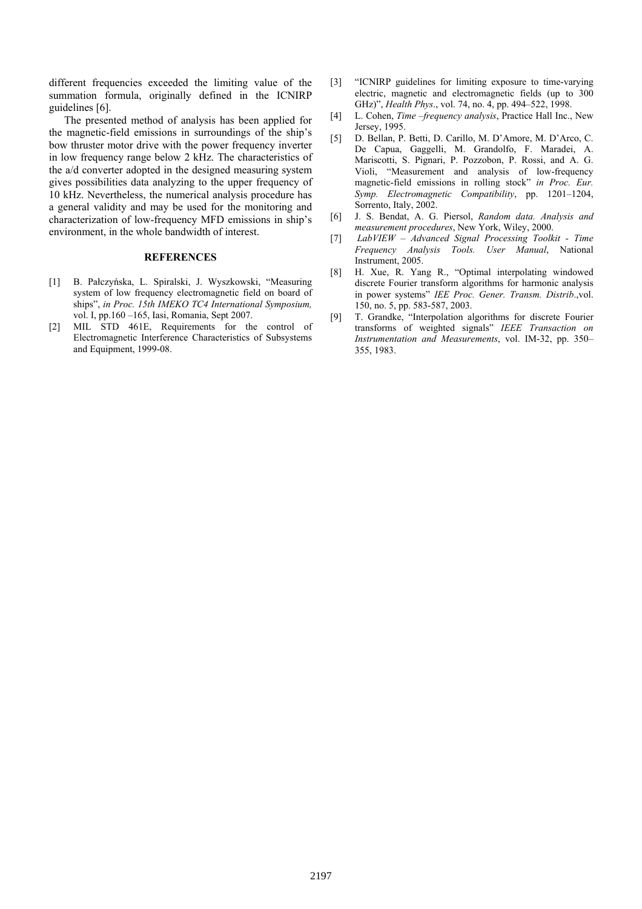different frequencies exceeded the limiting value of the summation formula, originally defined in the ICNIRP guidelines [6].

The presented method of analysis has been applied for the magnetic-field emissions in surroundings of the ship's bow thruster motor drive with the power frequency inverter in low frequency range below 2 kHz. The characteristics of the a/d converter adopted in the designed measuring system gives possibilities data analyzing to the upper frequency of 10 kHz. Nevertheless, the numerical analysis procedure has a general validity and may be used for the monitoring and characterization of low-frequency MFD emissions in ship's environment, in the whole bandwidth of interest.

## REFERENCES

[1] B. Pałczyńska, L. Spiralski, J. Wyszkowski, "Measuring system of low frequency electromagnetic field on board of ships", *in Proc. 15th IMEKO TC4 International Symposium,* vol. I, pp.160 –165, Iasi, Romania, Sept 2007.

[2] MIL STD 461E, Requirements for the control of Electromagnetic Interference Characteristics of Subsystems and Equipment, 1999-08.

[3] "ICNIRP guidelines for limiting exposure to time-varying electric, magnetic and electromagnetic fields (up to 300 GHz)", *Health Phys*., vol. 74, no. 4, pp. 494–522, 1998.

[4] L. Cohen, *Time –frequency analysis*, Practice Hall Inc., New Jersey, 1995.

[5] D. Bellan, P. Betti, D. Carillo, M. D'Amore, M. D'Arco, C. De Capua, Gaggelli, M. Grandolfo, F. Maradei, A. Mariscotti, S. Pignari, P. Pozzobon, P. Rossi, and A. G. Violi, "Measurement and analysis of low-frequency magnetic-field emissions in rolling stock" *in Proc. Eur. Symp. Electromagnetic Compatibility*, pp. 1201–1204, Sorrento, Italy, 2002.

[6] J. S. Bendat, A. G. Piersol, *Random data. Analysis and measurement procedures*, New York, Wiley, 2000.

[7] *LabVIEW – Advanced Signal Processing Toolkit - Time Frequency Analysis Tools. User Manual*, National Instrument, 2005.

[8] H. Xue, R. Yang R., "Optimal interpolating windowed discrete Fourier transform algorithms for harmonic analysis in power systems" *IEE Proc. Gener. Transm. Distrib*.,vol. 150, no. 5, pp. 583-587, 2003.

[9] T. Grandke, "Interpolation algorithms for discrete Fourier transforms of weighted signals" *IEEE Transaction on Instrumentation and Measurements*, vol. IM-32, pp. 350–355, 1983.